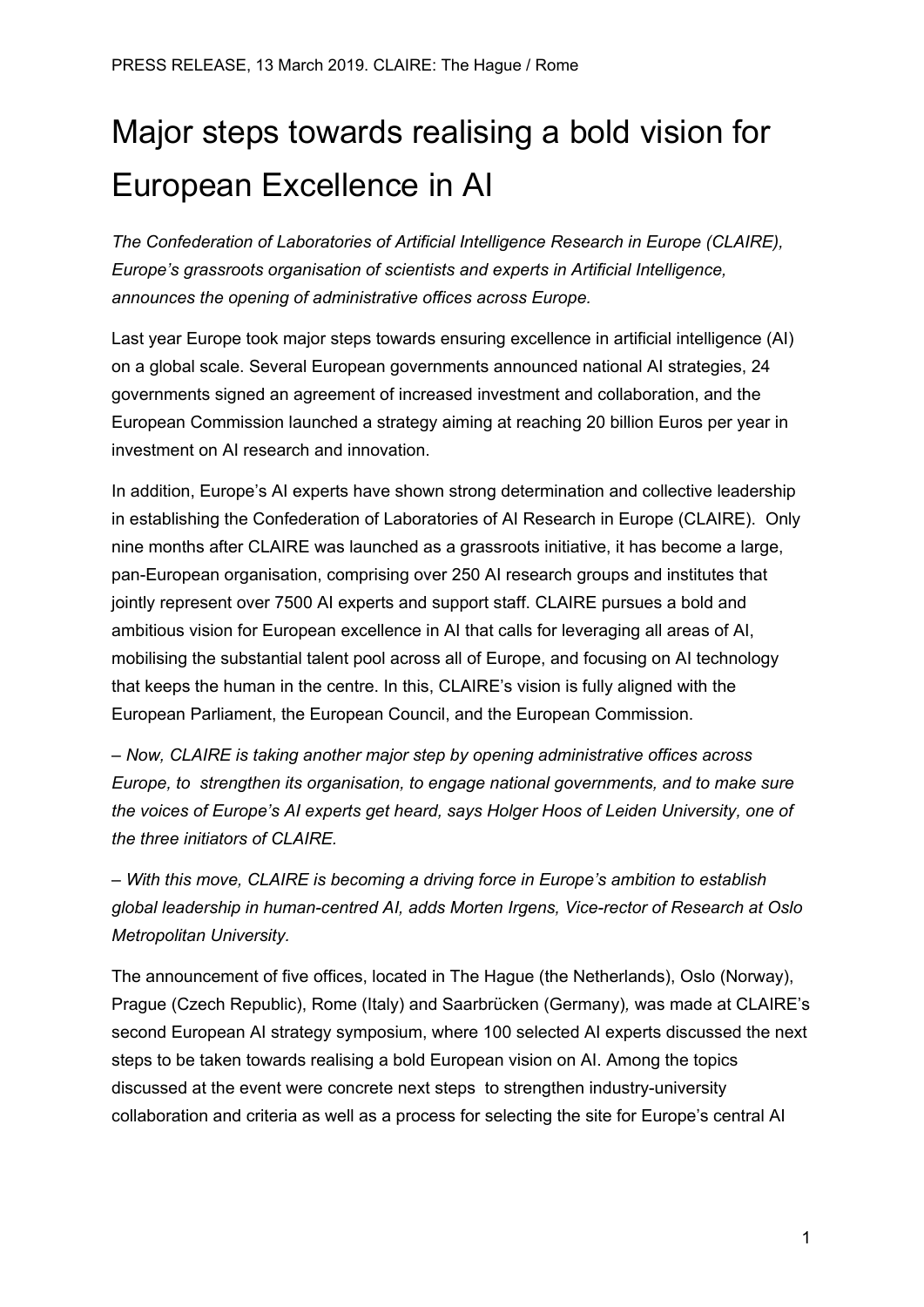PRESS RELEASE, 13 March 2019. CLAIRE: The Hague / Rome

# Major steps towards realising a bold vision for European Excellence in AI

*The Confederation of Laboratories of Artificial Intelligence Research in Europe (CLAIRE), Europe's grassroots organisation of scientists and experts in Artificial Intelligence, announces the opening of administrative offices across Europe.*

Last year Europe took major steps towards ensuring excellence in artificial intelligence (AI) on a global scale. Several European governments announced national AI strategies, 24 governments signed an agreement of increased investment and collaboration, and the European Commission launched a strategy aiming at reaching 20 billion Euros per year in investment on AI research and innovation.

In addition, Europe's AI experts have shown strong determination and collective leadership in establishing the Confederation of Laboratories of AI Research in Europe (CLAIRE). Only nine months after CLAIRE was launched as a grassroots initiative, it has become a large, pan-European organisation, comprising over 250 AI research groups and institutes that jointly represent over 7500 AI experts and support staff. CLAIRE pursues a bold and ambitious vision for European excellence in AI that calls for leveraging all areas of AI, mobilising the substantial talent pool across all of Europe, and focusing on AI technology that keeps the human in the centre. In this, CLAIRE's vision is fully aligned with the European Parliament, the European Council, and the European Commission.

*– Now, CLAIRE is taking another major step by opening administrative offices across Europe, to strengthen its organisation, to engage national governments, and to make sure the voices of Europe's AI experts get heard, says Holger Hoos of Leiden University, one of the three initiators of CLAIRE.*

*– With this move, CLAIRE is becoming a driving force in Europe's ambition to establish global leadership in human-centred AI, adds Morten Irgens, Vice-rector of Research at Oslo Metropolitan University.*

The announcement of five offices, located in The Hague (the Netherlands), Oslo (Norway), Prague (Czech Republic), Rome (Italy) and Saarbrücken (Germany), was made at CLAIRE's second European AI strategy symposium, where 100 selected AI experts discussed the next steps to be taken towards realising a bold European vision on AI. Among the topics discussed at the event were concrete next steps to strengthen industry-university collaboration and criteria as well as a process for selecting the site for Europe's central AI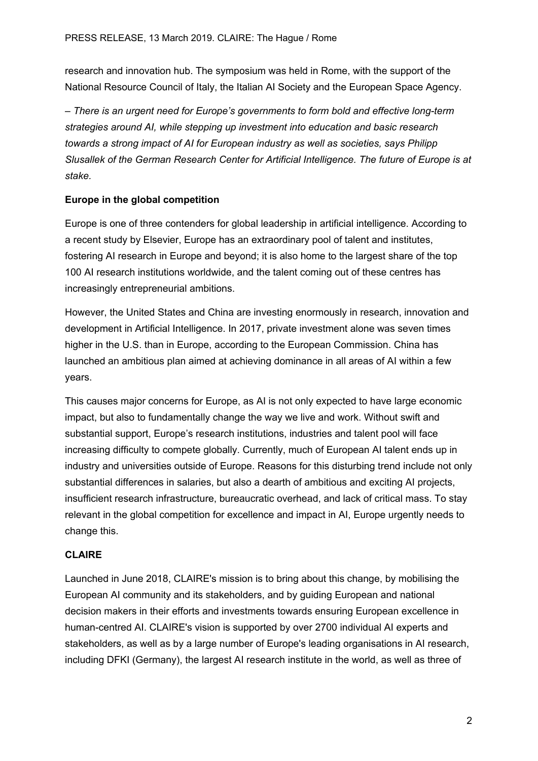research and innovation hub. The symposium was held in Rome, with the support of the National Resource Council of Italy, the Italian AI Society and the European Space Agency.

*– There is an urgent need for Europe's governments to form bold and effective long-term strategies around AI, while stepping up investment into education and basic research towards a strong impact of AI for European industry as well as societies, says Philipp Slusallek of the German Research Center for Artificial Intelligence. The future of Europe is at stake.*

**Europe in the global competition**

Europe is one of three contenders for global leadership in artificial intelligence. According to a recent study by Elsevier, Europe has an extraordinary pool of talent and institutes, fostering AI research in Europe and beyond; it is also home to the largest share of the top 100 AI research institutions worldwide, and the talent coming out of these centres has increasingly entrepreneurial ambitions.

However, the United States and China are investing enormously in research, innovation and development in Artificial Intelligence. In 2017, private investment alone was seven times higher in the U.S. than in Europe, according to the European Commission. China has launched an ambitious plan aimed at achieving dominance in all areas of AI within a few years.

This causes major concerns for Europe, as AI is not only expected to have large economic impact, but also to fundamentally change the way we live and work. Without swift and substantial support, Europe's research institutions, industries and talent pool will face increasing difficulty to compete globally. Currently, much of European AI talent ends up in industry and universities outside of Europe. Reasons for this disturbing trend include not only substantial differences in salaries, but also a dearth of ambitious and exciting AI projects, insufficient research infrastructure, bureaucratic overhead, and lack of critical mass. To stay relevant in the global competition for excellence and impact in AI, Europe urgently needs to change this.

**CLAIRE**

Launched in June 2018, CLAIRE's mission is to bring about this change, by mobilising the European AI community and its stakeholders, and by guiding European and national decision makers in their efforts and investments towards ensuring European excellence in human-centred AI. CLAIRE's vision is supported by over 2700 individual AI experts and stakeholders, as well as by a large number of Europe's leading organisations in AI research, including DFKI (Germany), the largest AI research institute in the world, as well as three of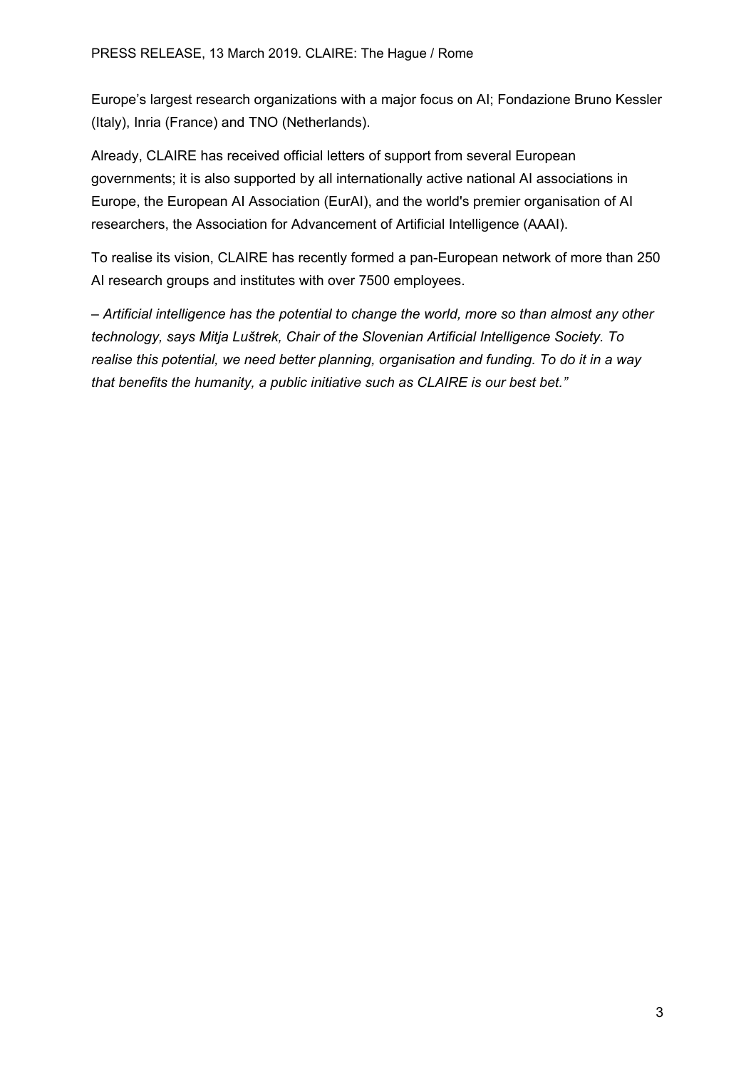Europe’s largest research organizations with a major focus on AI; Fondazione Bruno Kessler (Italy), Inria (France) and TNO (Netherlands).

Already, CLAIRE has received official letters of support from several European governments; it is also supported by all internationally active national AI associations in Europe, the European AI Association (EurAI), and the world's premier organisation of AI researchers, the Association for Advancement of Artificial Intelligence (AAAI).

To realise its vision, CLAIRE has recently formed a pan-European network of more than 250 AI research groups and institutes with over 7500 employees.

– *Artificial intelligence has the potential to change the world, more so than almost any other technology, says Mitja Luštrek, Chair of the Slovenian Artificial Intelligence Society. To realise this potential, we need better planning, organisation and funding. To do it in a way that benefits the humanity, a public initiative such as CLAIRE is our best bet.”*